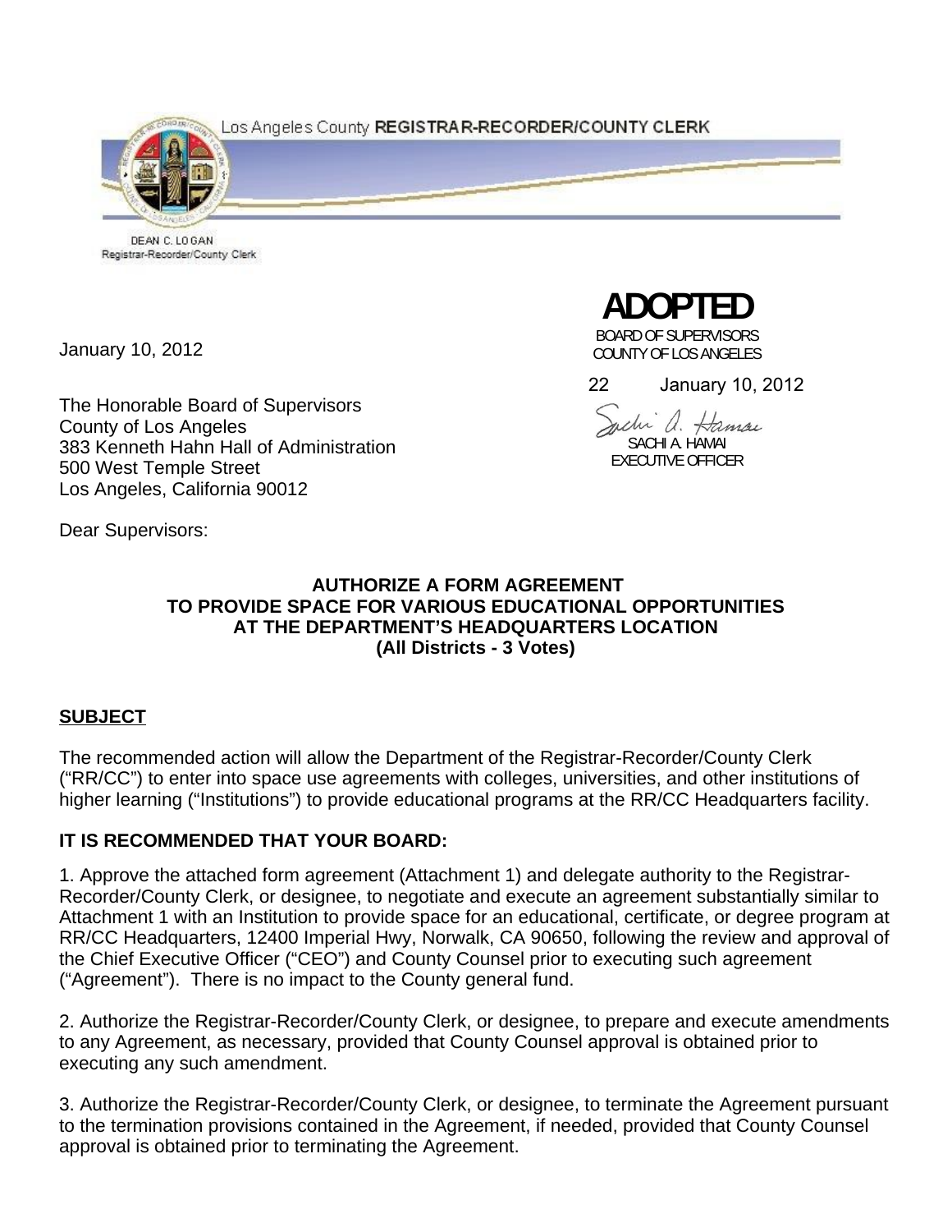Los Angeles County **REGISTRAR-RECORDER/COUNTY CLERK**

DEAN C. LOGAN
Registrar-Recorder/County Clerk

**ADOPTED**
BOARD OF SUPERVISORS
COUNTY OF LOS ANGELES

22 January 10, 2012

SACHI A. HAMAI
EXECUTIVE OFFICER

January 10, 2012

The Honorable Board of Supervisors
County of Los Angeles
383 Kenneth Hahn Hall of Administration
500 West Temple Street
Los Angeles, California 90012

Dear Supervisors:

**AUTHORIZE A FORM AGREEMENT**
**TO PROVIDE SPACE FOR VARIOUS EDUCATIONAL OPPORTUNITIES**
**AT THE DEPARTMENT'S HEADQUARTERS LOCATION**
**(All Districts - 3 Votes)**

## SUBJECT

The recommended action will allow the Department of the Registrar-Recorder/County Clerk ("RR/CC") to enter into space use agreements with colleges, universities, and other institutions of higher learning ("Institutions") to provide educational programs at the RR/CC Headquarters facility.

## IT IS RECOMMENDED THAT YOUR BOARD:

1. Approve the attached form agreement (Attachment 1) and delegate authority to the Registrar-Recorder/County Clerk, or designee, to negotiate and execute an agreement substantially similar to Attachment 1 with an Institution to provide space for an educational, certificate, or degree program at RR/CC Headquarters, 12400 Imperial Hwy, Norwalk, CA 90650, following the review and approval of the Chief Executive Officer ("CEO") and County Counsel prior to executing such agreement ("Agreement"). There is no impact to the County general fund.

2. Authorize the Registrar-Recorder/County Clerk, or designee, to prepare and execute amendments to any Agreement, as necessary, provided that County Counsel approval is obtained prior to executing any such amendment.

3. Authorize the Registrar-Recorder/County Clerk, or designee, to terminate the Agreement pursuant to the termination provisions contained in the Agreement, if needed, provided that County Counsel approval is obtained prior to terminating the Agreement.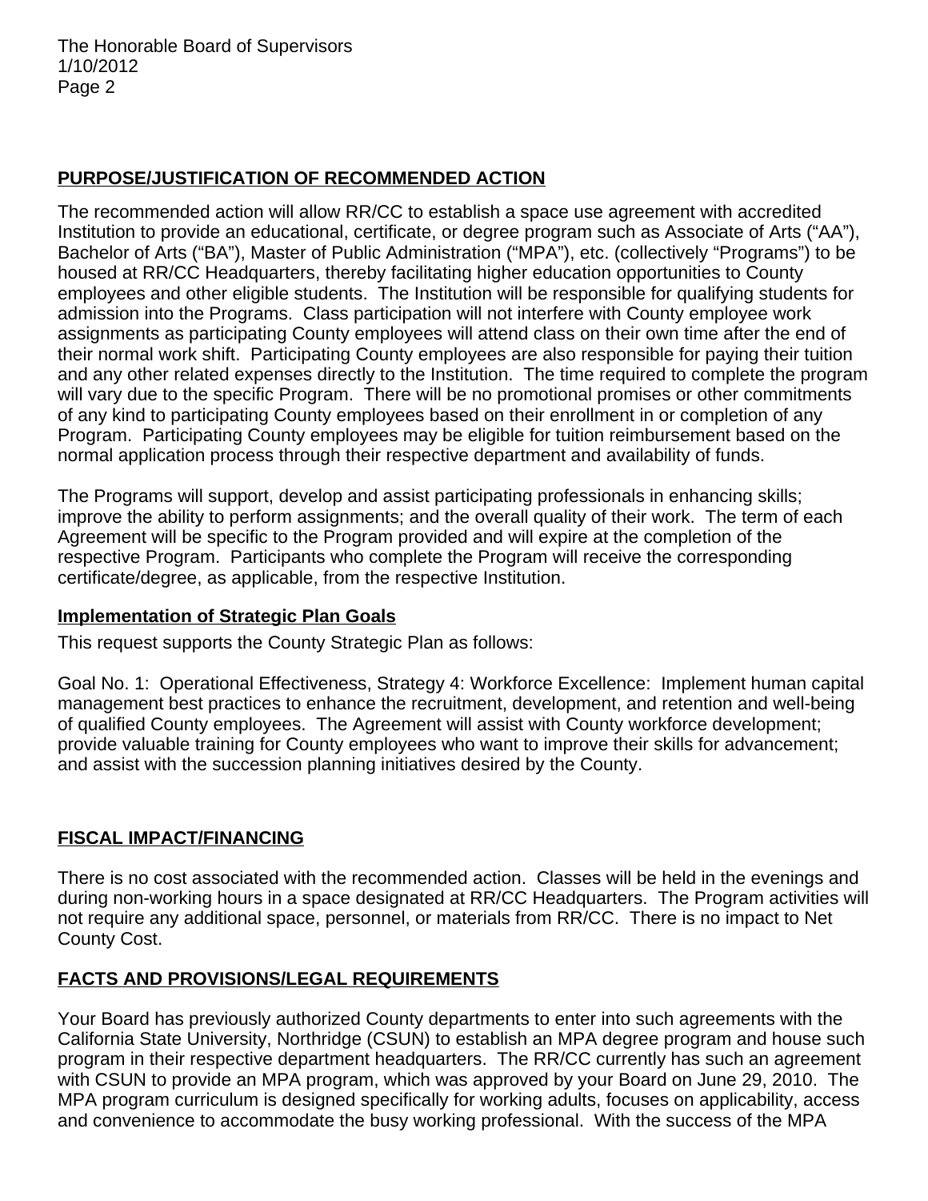## PURPOSE/JUSTIFICATION OF RECOMMENDED ACTION

The recommended action will allow RR/CC to establish a space use agreement with accredited Institution to provide an educational, certificate, or degree program such as Associate of Arts ("AA"), Bachelor of Arts ("BA"), Master of Public Administration ("MPA"), etc. (collectively "Programs") to be housed at RR/CC Headquarters, thereby facilitating higher education opportunities to County employees and other eligible students. The Institution will be responsible for qualifying students for admission into the Programs. Class participation will not interfere with County employee work assignments as participating County employees will attend class on their own time after the end of their normal work shift. Participating County employees are also responsible for paying their tuition and any other related expenses directly to the Institution. The time required to complete the program will vary due to the specific Program. There will be no promotional promises or other commitments of any kind to participating County employees based on their enrollment in or completion of any Program. Participating County employees may be eligible for tuition reimbursement based on the normal application process through their respective department and availability of funds.

The Programs will support, develop and assist participating professionals in enhancing skills; improve the ability to perform assignments; and the overall quality of their work. The term of each Agreement will be specific to the Program provided and will expire at the completion of the respective Program. Participants who complete the Program will receive the corresponding certificate/degree, as applicable, from the respective Institution.

### Implementation of Strategic Plan Goals

This request supports the County Strategic Plan as follows:

Goal No. 1: Operational Effectiveness, Strategy 4: Workforce Excellence: Implement human capital management best practices to enhance the recruitment, development, and retention and well-being of qualified County employees. The Agreement will assist with County workforce development; provide valuable training for County employees who want to improve their skills for advancement; and assist with the succession planning initiatives desired by the County.

## FISCAL IMPACT/FINANCING

There is no cost associated with the recommended action. Classes will be held in the evenings and during non-working hours in a space designated at RR/CC Headquarters. The Program activities will not require any additional space, personnel, or materials from RR/CC. There is no impact to Net County Cost.

## FACTS AND PROVISIONS/LEGAL REQUIREMENTS

Your Board has previously authorized County departments to enter into such agreements with the California State University, Northridge (CSUN) to establish an MPA degree program and house such program in their respective department headquarters. The RR/CC currently has such an agreement with CSUN to provide an MPA program, which was approved by your Board on June 29, 2010. The MPA program curriculum is designed specifically for working adults, focuses on applicability, access and convenience to accommodate the busy working professional. With the success of the MPA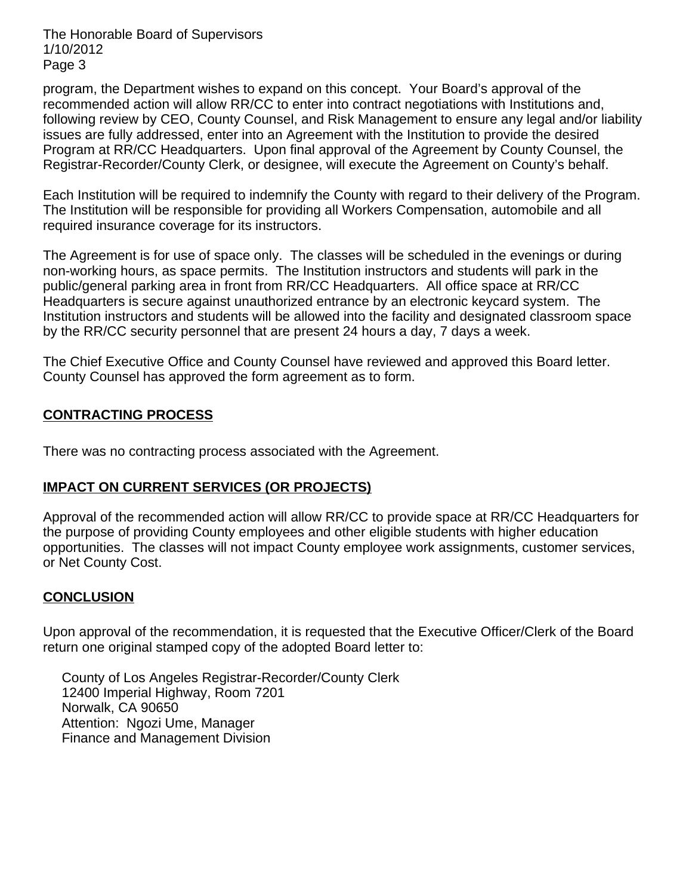program, the Department wishes to expand on this concept. Your Board's approval of the recommended action will allow RR/CC to enter into contract negotiations with Institutions and, following review by CEO, County Counsel, and Risk Management to ensure any legal and/or liability issues are fully addressed, enter into an Agreement with the Institution to provide the desired Program at RR/CC Headquarters. Upon final approval of the Agreement by County Counsel, the Registrar-Recorder/County Clerk, or designee, will execute the Agreement on County's behalf.

Each Institution will be required to indemnify the County with regard to their delivery of the Program. The Institution will be responsible for providing all Workers Compensation, automobile and all required insurance coverage for its instructors.

The Agreement is for use of space only. The classes will be scheduled in the evenings or during non-working hours, as space permits. The Institution instructors and students will park in the public/general parking area in front from RR/CC Headquarters. All office space at RR/CC Headquarters is secure against unauthorized entrance by an electronic keycard system. The Institution instructors and students will be allowed into the facility and designated classroom space by the RR/CC security personnel that are present 24 hours a day, 7 days a week.

The Chief Executive Office and County Counsel have reviewed and approved this Board letter. County Counsel has approved the form agreement as to form.

## **CONTRACTING PROCESS**

There was no contracting process associated with the Agreement.

## **IMPACT ON CURRENT SERVICES (OR PROJECTS)**

Approval of the recommended action will allow RR/CC to provide space at RR/CC Headquarters for the purpose of providing County employees and other eligible students with higher education opportunities. The classes will not impact County employee work assignments, customer services, or Net County Cost.

## **CONCLUSION**

Upon approval of the recommendation, it is requested that the Executive Officer/Clerk of the Board return one original stamped copy of the adopted Board letter to:

County of Los Angeles Registrar-Recorder/County Clerk
12400 Imperial Highway, Room 7201
Norwalk, CA 90650
Attention: Ngozi Ume, Manager
Finance and Management Division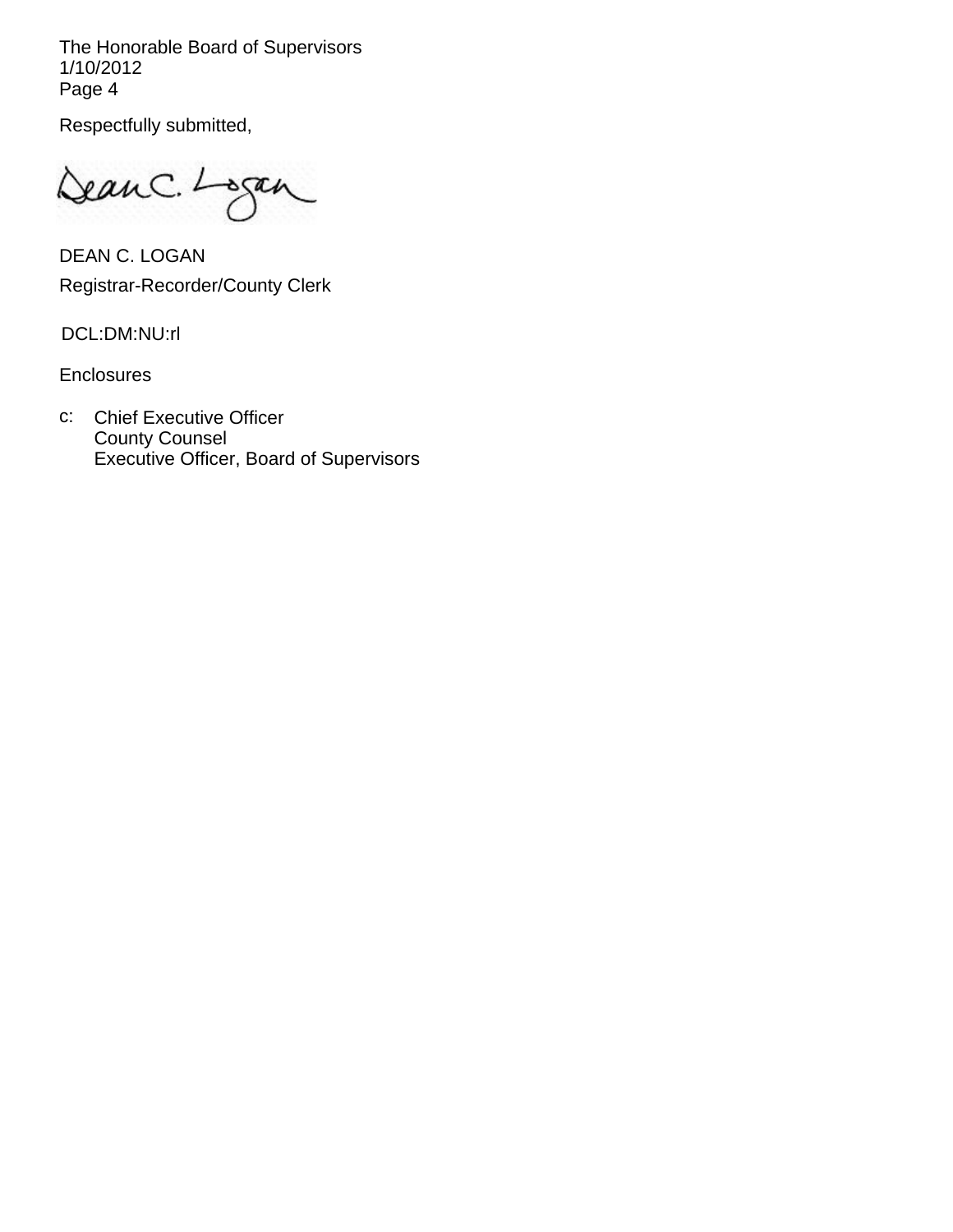Respectfully submitted,

DEAN C. LOGAN
Registrar-Recorder/County Clerk

DCL:DM:NU:rl

Enclosures

c: Chief Executive Officer
County Counsel
Executive Officer, Board of Supervisors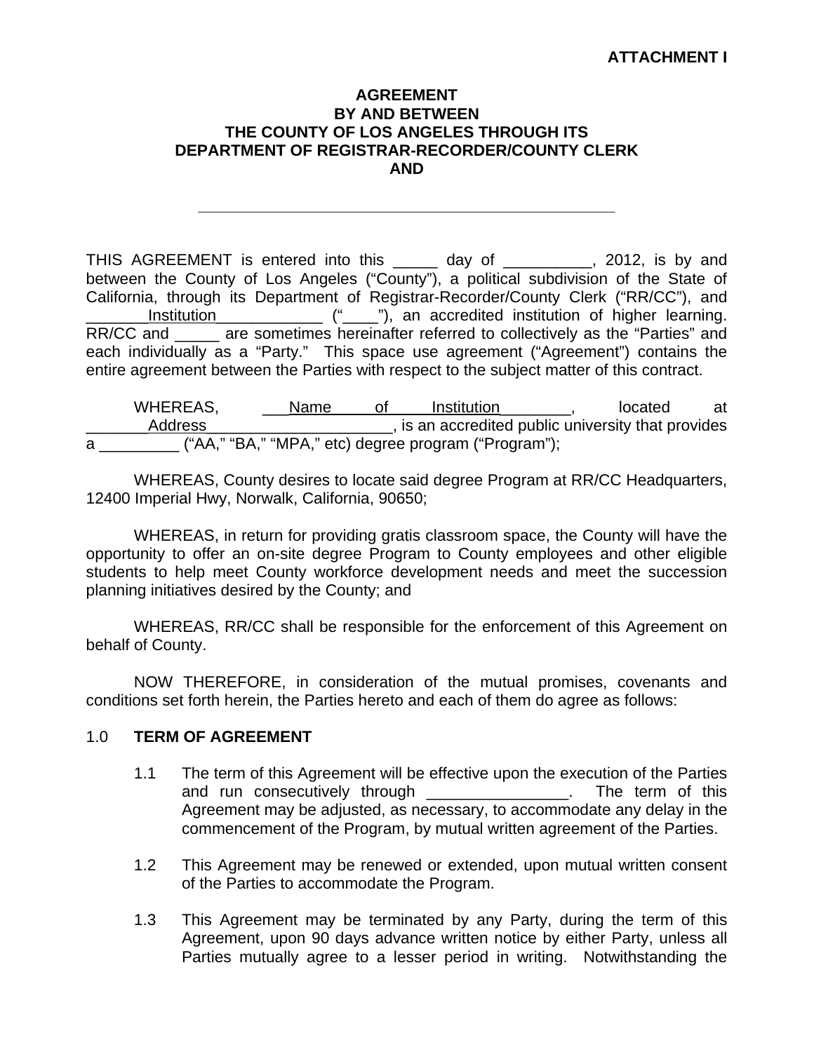**ATTACHMENT I**

**AGREEMENT
BY AND BETWEEN
THE COUNTY OF LOS ANGELES THROUGH ITS
DEPARTMENT OF REGISTRAR-RECORDER/COUNTY CLERK
AND**

\_\_\_\_\_\_\_\_\_\_\_\_\_\_\_\_\_\_\_\_\_\_\_\_\_\_\_\_\_\_\_\_\_\_\_\_\_\_\_\_\_\_\_\_\_\_\_\_\_\_\_

THIS AGREEMENT is entered into this _____ day of __________, 2012, is by and between the County of Los Angeles ("County"), a political subdivision of the State of California, through its Department of Registrar-Recorder/County Clerk ("RR/CC"), and _______Institution____________ ("____"), an accredited institution of higher learning. RR/CC and _____ are sometimes hereinafter referred to collectively as the "Parties" and each individually as a "Party." This space use agreement ("Agreement") contains the entire agreement between the Parties with respect to the subject matter of this contract.

WHEREAS, ___Name of Institution________, located at _______Address_____________________, is an accredited public university that provides a _________ ("AA," "BA," "MPA," etc) degree program ("Program");

WHEREAS, County desires to locate said degree Program at RR/CC Headquarters, 12400 Imperial Hwy, Norwalk, California, 90650;

WHEREAS, in return for providing gratis classroom space, the County will have the opportunity to offer an on-site degree Program to County employees and other eligible students to help meet County workforce development needs and meet the succession planning initiatives desired by the County; and

WHEREAS, RR/CC shall be responsible for the enforcement of this Agreement on behalf of County.

NOW THEREFORE, in consideration of the mutual promises, covenants and conditions set forth herein, the Parties hereto and each of them do agree as follows:

1.0 **TERM OF AGREEMENT**

1.1 The term of this Agreement will be effective upon the execution of the Parties and run consecutively through ________________. The term of this Agreement may be adjusted, as necessary, to accommodate any delay in the commencement of the Program, by mutual written agreement of the Parties.

1.2 This Agreement may be renewed or extended, upon mutual written consent of the Parties to accommodate the Program.

1.3 This Agreement may be terminated by any Party, during the term of this Agreement, upon 90 days advance written notice by either Party, unless all Parties mutually agree to a lesser period in writing. Notwithstanding the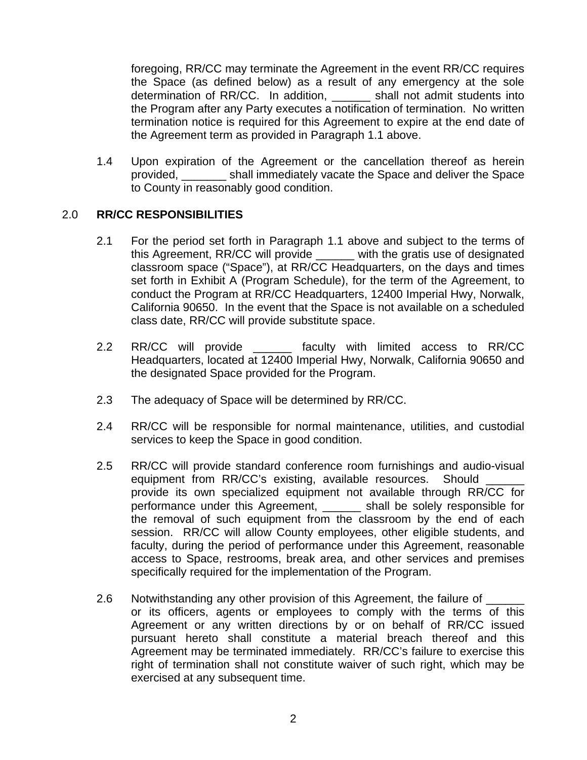foregoing, RR/CC may terminate the Agreement in the event RR/CC requires the Space (as defined below) as a result of any emergency at the sole determination of RR/CC. In addition, ______ shall not admit students into the Program after any Party executes a notification of termination. No written termination notice is required for this Agreement to expire at the end date of the Agreement term as provided in Paragraph 1.1 above.

1.4 Upon expiration of the Agreement or the cancellation thereof as herein provided, _______ shall immediately vacate the Space and deliver the Space to County in reasonably good condition.

## 2.0 RR/CC RESPONSIBILITIES

2.1 For the period set forth in Paragraph 1.1 above and subject to the terms of this Agreement, RR/CC will provide ______ with the gratis use of designated classroom space ("Space"), at RR/CC Headquarters, on the days and times set forth in Exhibit A (Program Schedule), for the term of the Agreement, to conduct the Program at RR/CC Headquarters, 12400 Imperial Hwy, Norwalk, California 90650. In the event that the Space is not available on a scheduled class date, RR/CC will provide substitute space.

2.2 RR/CC will provide ______ faculty with limited access to RR/CC Headquarters, located at 12400 Imperial Hwy, Norwalk, California 90650 and the designated Space provided for the Program.

2.3 The adequacy of Space will be determined by RR/CC.

2.4 RR/CC will be responsible for normal maintenance, utilities, and custodial services to keep the Space in good condition.

2.5 RR/CC will provide standard conference room furnishings and audio-visual equipment from RR/CC's existing, available resources. Should ______ provide its own specialized equipment not available through RR/CC for performance under this Agreement, ______ shall be solely responsible for the removal of such equipment from the classroom by the end of each session. RR/CC will allow County employees, other eligible students, and faculty, during the period of performance under this Agreement, reasonable access to Space, restrooms, break area, and other services and premises specifically required for the implementation of the Program.

2.6 Notwithstanding any other provision of this Agreement, the failure of ______ or its officers, agents or employees to comply with the terms of this Agreement or any written directions by or on behalf of RR/CC issued pursuant hereto shall constitute a material breach thereof and this Agreement may be terminated immediately. RR/CC's failure to exercise this right of termination shall not constitute waiver of such right, which may be exercised at any subsequent time.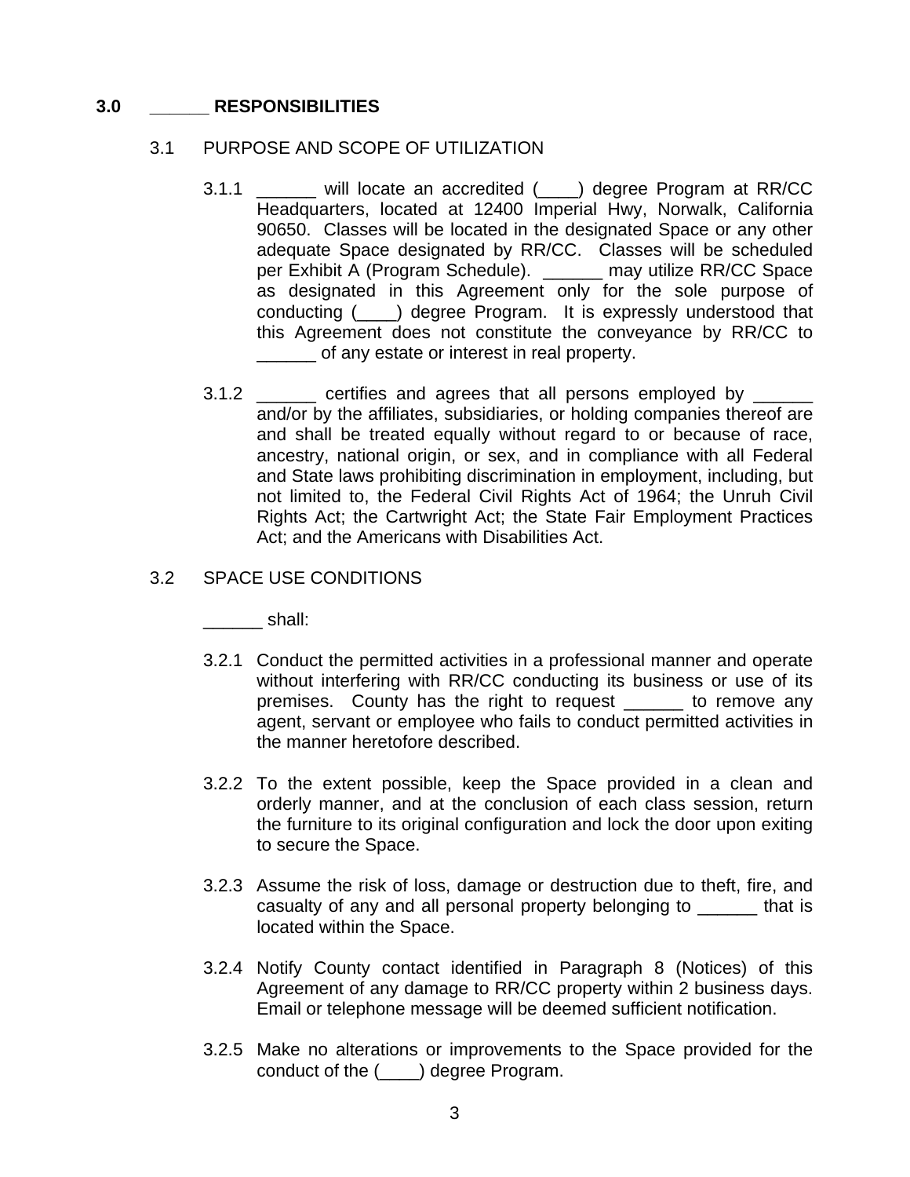## 3.0 ______ RESPONSIBILITIES

### 3.1 PURPOSE AND SCOPE OF UTILIZATION

3.1.1 ______ will locate an accredited (____) degree Program at RR/CC Headquarters, located at 12400 Imperial Hwy, Norwalk, California 90650. Classes will be located in the designated Space or any other adequate Space designated by RR/CC. Classes will be scheduled per Exhibit A (Program Schedule). ______ may utilize RR/CC Space as designated in this Agreement only for the sole purpose of conducting (____) degree Program. It is expressly understood that this Agreement does not constitute the conveyance by RR/CC to ______ of any estate or interest in real property.

3.1.2 ______ certifies and agrees that all persons employed by ______ and/or by the affiliates, subsidiaries, or holding companies thereof are and shall be treated equally without regard to or because of race, ancestry, national origin, or sex, and in compliance with all Federal and State laws prohibiting discrimination in employment, including, but not limited to, the Federal Civil Rights Act of 1964; the Unruh Civil Rights Act; the Cartwright Act; the State Fair Employment Practices Act; and the Americans with Disabilities Act.

### 3.2 SPACE USE CONDITIONS

______ shall:

3.2.1 Conduct the permitted activities in a professional manner and operate without interfering with RR/CC conducting its business or use of its premises. County has the right to request ______ to remove any agent, servant or employee who fails to conduct permitted activities in the manner heretofore described.

3.2.2 To the extent possible, keep the Space provided in a clean and orderly manner, and at the conclusion of each class session, return the furniture to its original configuration and lock the door upon exiting to secure the Space.

3.2.3 Assume the risk of loss, damage or destruction due to theft, fire, and casualty of any and all personal property belonging to ______ that is located within the Space.

3.2.4 Notify County contact identified in Paragraph 8 (Notices) of this Agreement of any damage to RR/CC property within 2 business days. Email or telephone message will be deemed sufficient notification.

3.2.5 Make no alterations or improvements to the Space provided for the conduct of the (____) degree Program.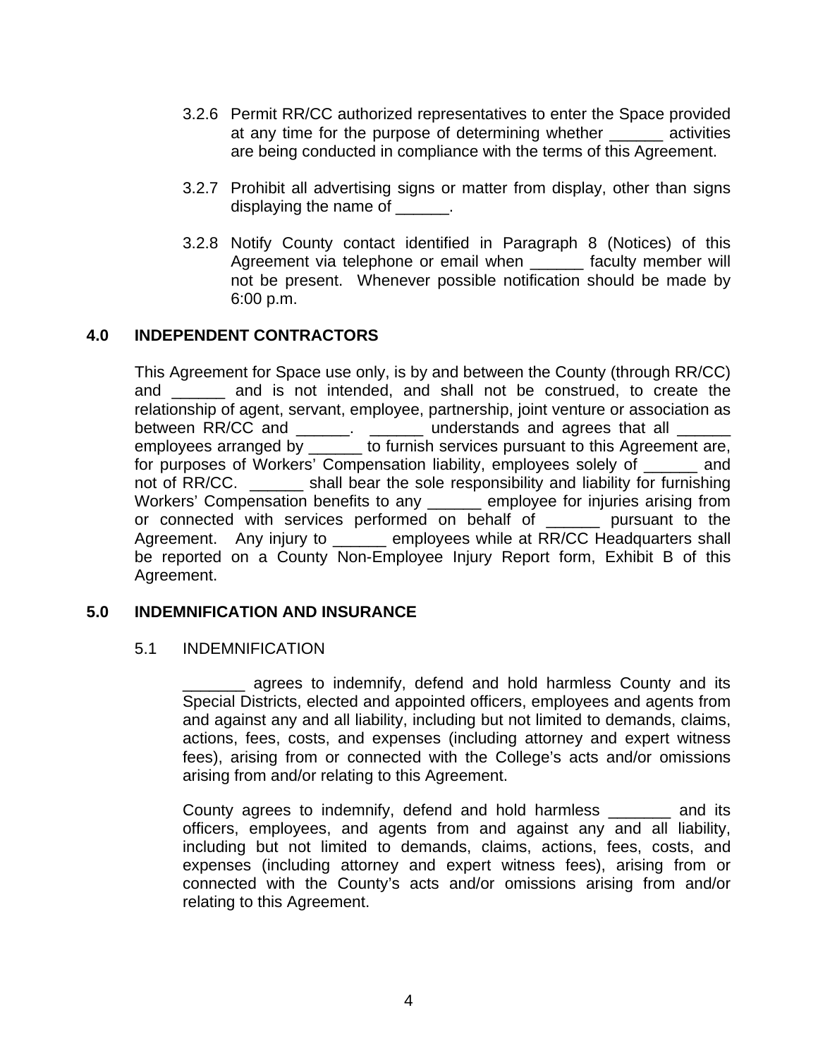3.2.6 Permit RR/CC authorized representatives to enter the Space provided at any time for the purpose of determining whether ______ activities are being conducted in compliance with the terms of this Agreement.

3.2.7 Prohibit all advertising signs or matter from display, other than signs displaying the name of ______.

3.2.8 Notify County contact identified in Paragraph 8 (Notices) of this Agreement via telephone or email when ______ faculty member will not be present. Whenever possible notification should be made by 6:00 p.m.

## 4.0 INDEPENDENT CONTRACTORS

This Agreement for Space use only, is by and between the County (through RR/CC) and ______ and is not intended, and shall not be construed, to create the relationship of agent, servant, employee, partnership, joint venture or association as between RR/CC and ______. ______ understands and agrees that all ______ employees arranged by ______ to furnish services pursuant to this Agreement are, for purposes of Workers' Compensation liability, employees solely of ______ and not of RR/CC. ______ shall bear the sole responsibility and liability for furnishing Workers' Compensation benefits to any ______ employee for injuries arising from or connected with services performed on behalf of ______ pursuant to the Agreement. Any injury to ______ employees while at RR/CC Headquarters shall be reported on a County Non-Employee Injury Report form, Exhibit B of this Agreement.

## 5.0 INDEMNIFICATION AND INSURANCE

### 5.1 INDEMNIFICATION

_______ agrees to indemnify, defend and hold harmless County and its Special Districts, elected and appointed officers, employees and agents from and against any and all liability, including but not limited to demands, claims, actions, fees, costs, and expenses (including attorney and expert witness fees), arising from or connected with the College's acts and/or omissions arising from and/or relating to this Agreement.

County agrees to indemnify, defend and hold harmless _______ and its officers, employees, and agents from and against any and all liability, including but not limited to demands, claims, actions, fees, costs, and expenses (including attorney and expert witness fees), arising from or connected with the County's acts and/or omissions arising from and/or relating to this Agreement.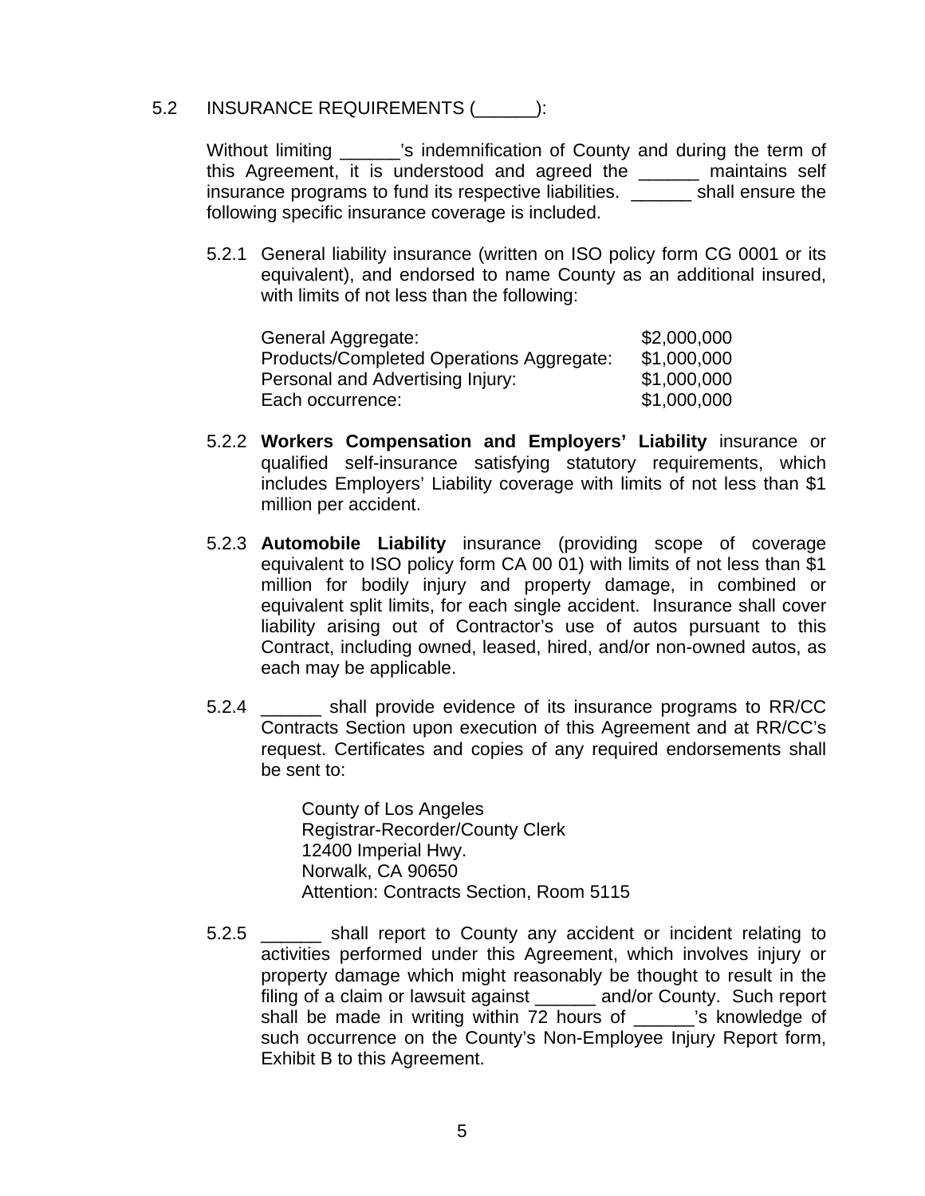5.2 INSURANCE REQUIREMENTS (______):

Without limiting ______'s indemnification of County and during the term of this Agreement, it is understood and agreed the ______ maintains self insurance programs to fund its respective liabilities. ______ shall ensure the following specific insurance coverage is included.

5.2.1 General liability insurance (written on ISO policy form CG 0001 or its equivalent), and endorsed to name County as an additional insured, with limits of not less than the following:

| | |
|---|---|
| General Aggregate: | $2,000,000 |
| Products/Completed Operations Aggregate: | $1,000,000 |
| Personal and Advertising Injury: | $1,000,000 |
| Each occurrence: | $1,000,000 |

5.2.2 **Workers Compensation and Employers' Liability** insurance or qualified self-insurance satisfying statutory requirements, which includes Employers' Liability coverage with limits of not less than $1 million per accident.

5.2.3 **Automobile Liability** insurance (providing scope of coverage equivalent to ISO policy form CA 00 01) with limits of not less than $1 million for bodily injury and property damage, in combined or equivalent split limits, for each single accident. Insurance shall cover liability arising out of Contractor's use of autos pursuant to this Contract, including owned, leased, hired, and/or non-owned autos, as each may be applicable.

5.2.4 ______ shall provide evidence of its insurance programs to RR/CC Contracts Section upon execution of this Agreement and at RR/CC's request. Certificates and copies of any required endorsements shall be sent to:

County of Los Angeles
Registrar-Recorder/County Clerk
12400 Imperial Hwy.
Norwalk, CA 90650
Attention: Contracts Section, Room 5115

5.2.5 ______ shall report to County any accident or incident relating to activities performed under this Agreement, which involves injury or property damage which might reasonably be thought to result in the filing of a claim or lawsuit against ______ and/or County. Such report shall be made in writing within 72 hours of ______'s knowledge of such occurrence on the County's Non-Employee Injury Report form, Exhibit B to this Agreement.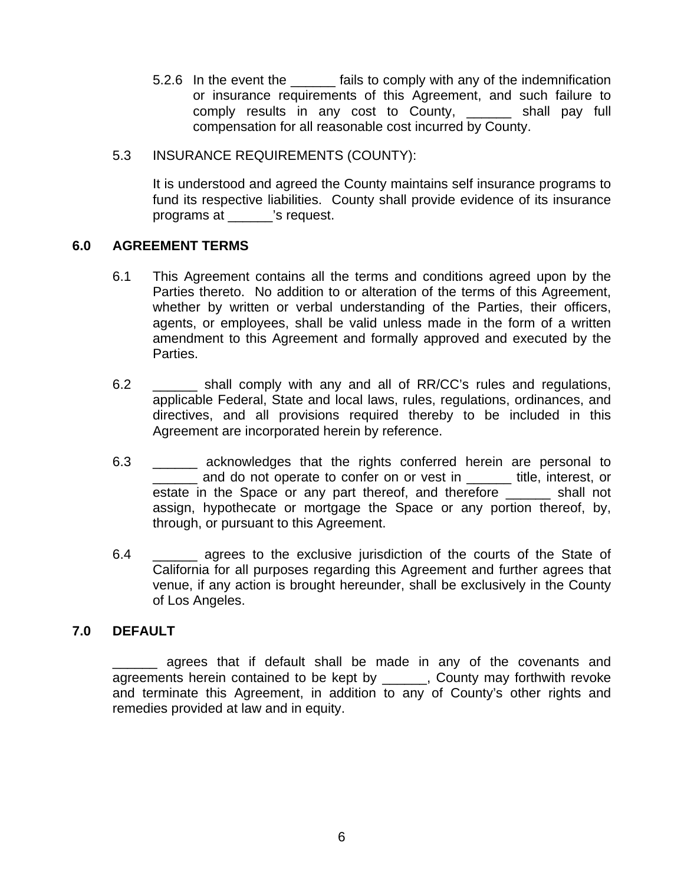5.2.6 In the event the ______ fails to comply with any of the indemnification or insurance requirements of this Agreement, and such failure to comply results in any cost to County, ______ shall pay full compensation for all reasonable cost incurred by County.

5.3 INSURANCE REQUIREMENTS (COUNTY):

It is understood and agreed the County maintains self insurance programs to fund its respective liabilities. County shall provide evidence of its insurance programs at ______'s request.

## 6.0 AGREEMENT TERMS

6.1 This Agreement contains all the terms and conditions agreed upon by the Parties thereto. No addition to or alteration of the terms of this Agreement, whether by written or verbal understanding of the Parties, their officers, agents, or employees, shall be valid unless made in the form of a written amendment to this Agreement and formally approved and executed by the Parties.

6.2 ______ shall comply with any and all of RR/CC's rules and regulations, applicable Federal, State and local laws, rules, regulations, ordinances, and directives, and all provisions required thereby to be included in this Agreement are incorporated herein by reference.

6.3 ______ acknowledges that the rights conferred herein are personal to ______ and do not operate to confer on or vest in ______ title, interest, or estate in the Space or any part thereof, and therefore ______ shall not assign, hypothecate or mortgage the Space or any portion thereof, by, through, or pursuant to this Agreement.

6.4 ______ agrees to the exclusive jurisdiction of the courts of the State of California for all purposes regarding this Agreement and further agrees that venue, if any action is brought hereunder, shall be exclusively in the County of Los Angeles.

## 7.0 DEFAULT

______ agrees that if default shall be made in any of the covenants and agreements herein contained to be kept by ______, County may forthwith revoke and terminate this Agreement, in addition to any of County's other rights and remedies provided at law and in equity.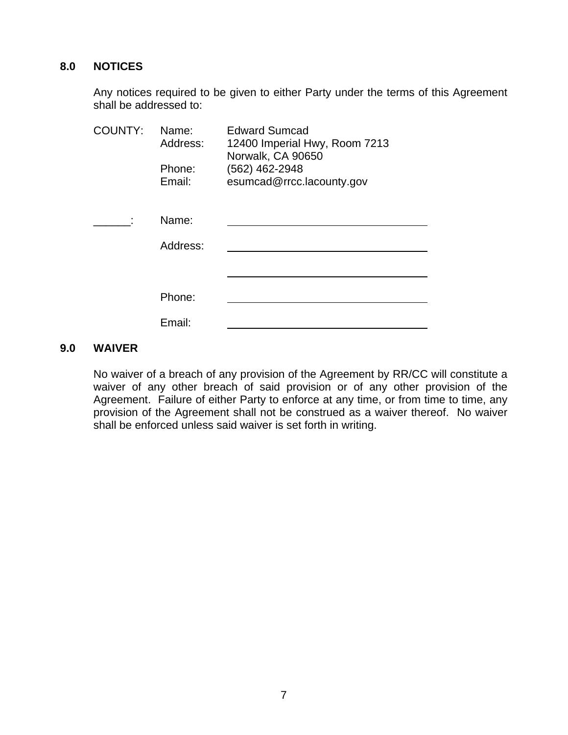## 8.0 NOTICES

Any notices required to be given to either Party under the terms of this Agreement shall be addressed to:

COUNTY:
Name: Edward Sumcad
Address: 12400 Imperial Hwy, Room 7213
Norwalk, CA 90650
Phone: (562) 462-2948
Email: esumcad@rrcc.lacounty.gov

______:
Name: ______________________________
Address: ______________________________
______________________________
Phone: ______________________________
Email: ______________________________

## 9.0 WAIVER

No waiver of a breach of any provision of the Agreement by RR/CC will constitute a waiver of any other breach of said provision or of any other provision of the Agreement. Failure of either Party to enforce at any time, or from time to time, any provision of the Agreement shall not be construed as a waiver thereof. No waiver shall be enforced unless said waiver is set forth in writing.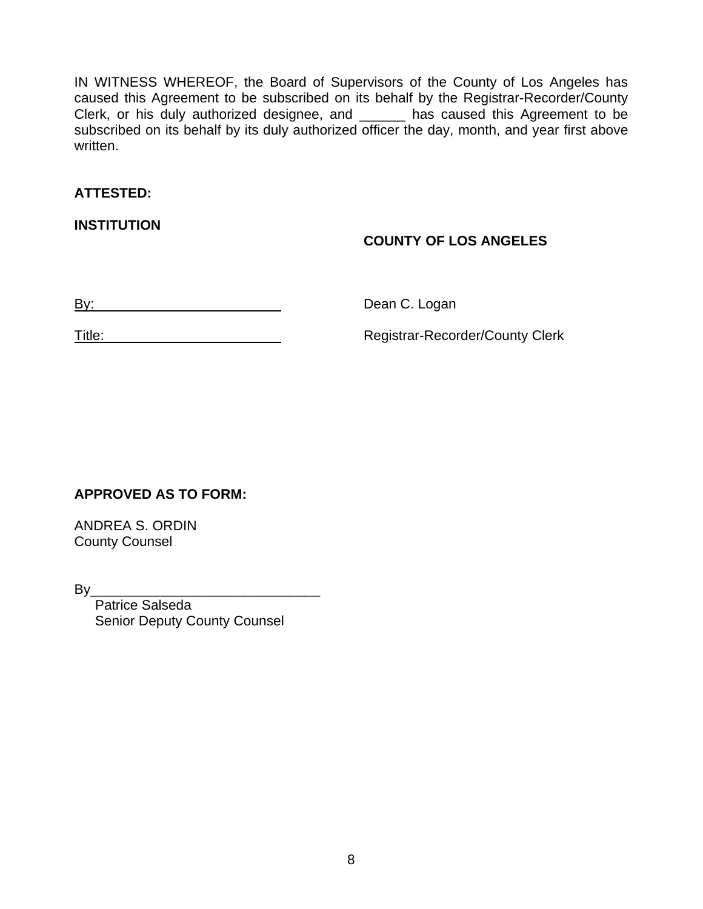IN WITNESS WHEREOF, the Board of Supervisors of the County of Los Angeles has caused this Agreement to be subscribed on its behalf by the Registrar-Recorder/County Clerk, or his duly authorized designee, and ______ has caused this Agreement to be subscribed on its behalf by its duly authorized officer the day, month, and year first above written.

**ATTESTED:**

**INSTITUTION**

**COUNTY OF LOS ANGELES**

By: ________________________

Title: ________________________

Dean C. Logan

Registrar-Recorder/County Clerk

**APPROVED AS TO FORM:**

ANDREA S. ORDIN
County Counsel

By______________________________
Patrice Salseda
Senior Deputy County Counsel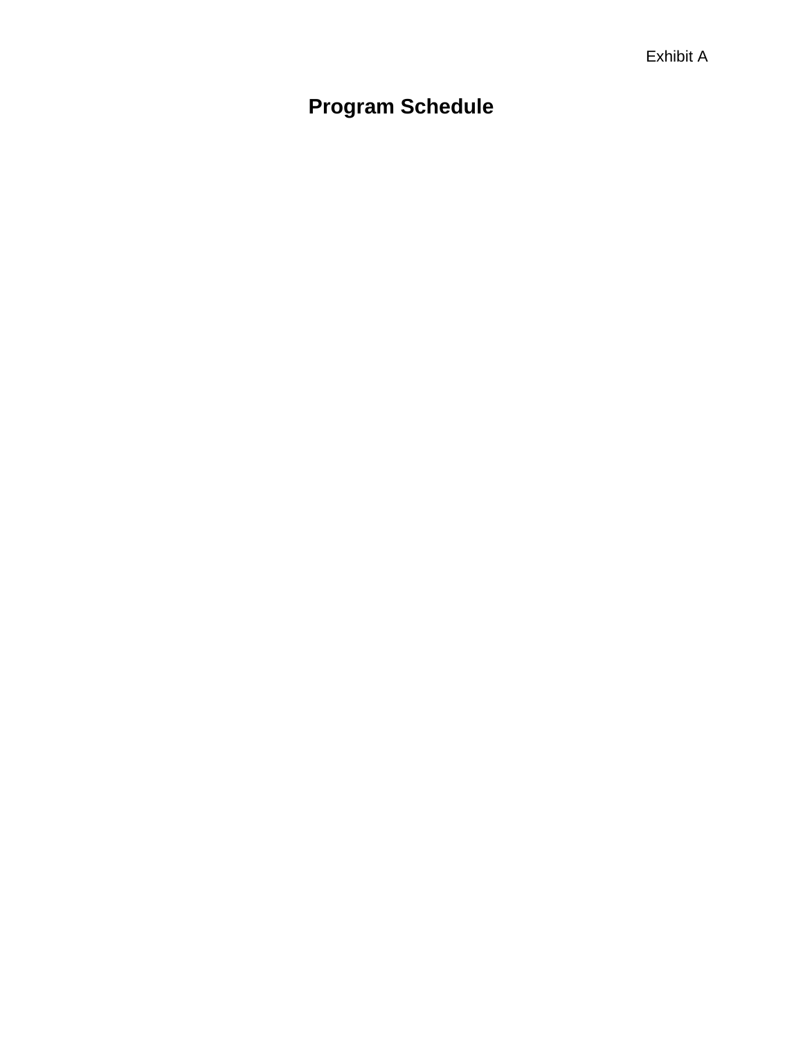Exhibit A

# Program Schedule